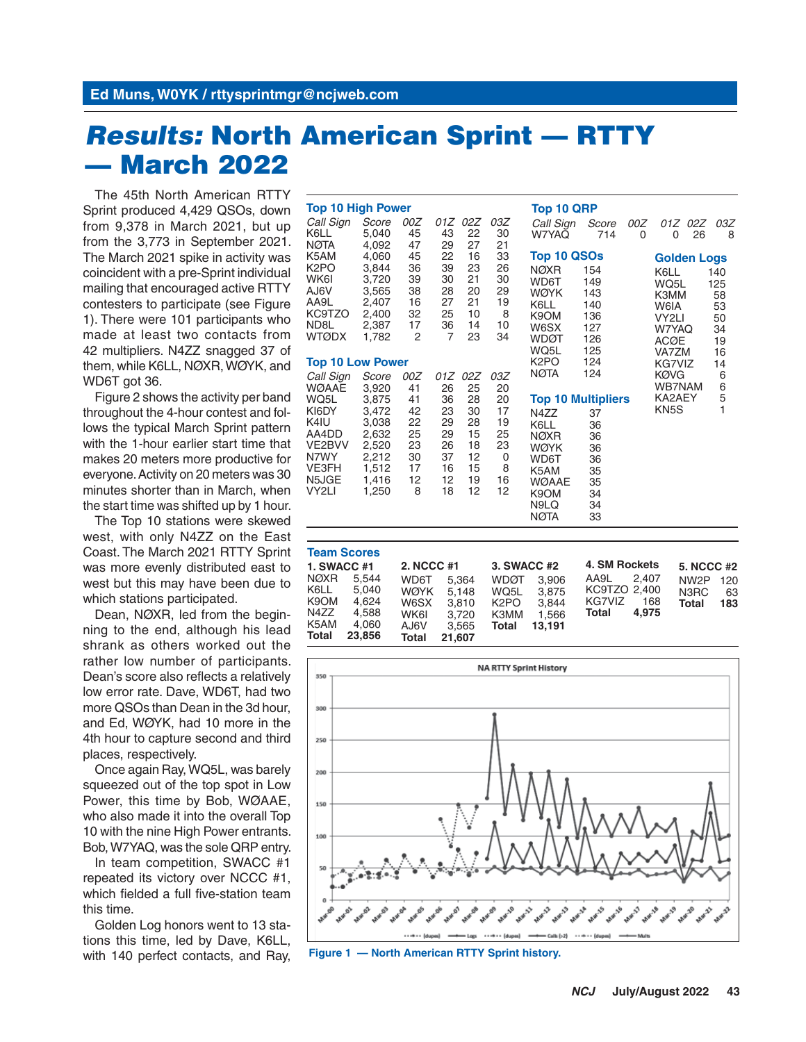Ed Muns, W0YK / rttysprintmgr@ncjweb.com

# *Results:* North American Sprint — RTTY — March 2022

The 45th North American RTTY Sprint produced 4,429 QSOs, down from 9,378 in March 2021, but up from the 3,773 in September 2021. The March 2021 spike in activity was coincident with a pre-Sprint individual mailing that encouraged active RTTY contesters to participate (see Figure 1). There were 101 participants who made at least two contacts from 42 multipliers. N4ZZ snagged 37 of them, while K6LL, NØXR, WØYK, and WD6T got 36.

Figure 2 shows the activity per band throughout the 4-hour contest and follows the typical March Sprint pattern with the 1-hour earlier start time that makes 20 meters more productive for everyone. Activity on 20 meters was 30 minutes shorter than in March, when the start time was shifted up by 1 hour.

The Top 10 stations were skewed west, with only N4ZZ on the East Coast. The March 2021 RTTY Sprint was more evenly distributed east to west but this may have been due to which stations participated.

Dean, NØXR, led from the beginning to the end, although his lead shrank as others worked out the rather low number of participants. Dean's score also reflects a relatively low error rate. Dave, WD6T, had two more QSOs than Dean in the 3d hour, and Ed, WØYK, had 10 more in the 4th hour to capture second and third places, respectively.

Once again Ray, WQ5L, was barely squeezed out of the top spot in Low Power, this time by Bob, WØAAE, who also made it into the overall Top 10 with the nine High Power entrants. Bob, W7YAQ, was the sole QRP entry.

In team competition, SWACC #1 repeated its victory over NCCC #1, which fielded a full five-station team this time.

Golden Log honors went to 13 stations this time, led by Dave, K6LL, with 140 perfect contacts, and Ray,

### Top 10 High Power

| Call Sign | Score | 00Z | 01Z | 02Z | 03Z |
|---|---|---|---|---|---|
| K6LL | 5,040 | 45 | 43 | 22 | 30 |
| NØTA | 4,092 | 47 | 29 | 27 | 21 |
| K5AM | 4,060 | 45 | 22 | 16 | 33 |
| K2PO | 3,844 | 36 | 39 | 23 | 26 |
| WK6I | 3,720 | 39 | 30 | 21 | 30 |
| AJ6V | 3,565 | 38 | 28 | 20 | 29 |
| AA9L | 2,407 | 16 | 27 | 21 | 19 |
| KC9TZO | 2,400 | 32 | 25 | 10 | 8 |
| ND8L | 2,387 | 17 | 36 | 14 | 10 |
| WTØDX | 1,782 | 2 | 7 | 23 | 34 |

### Top 10 Low Power

| Call Sign | Score | 00Z | 01Z | 02Z | 03Z |
|---|---|---|---|---|---|
| WØAAE | 3,920 | 41 | 26 | 25 | 20 |
| WQ5L | 3,875 | 41 | 36 | 28 | 20 |
| KI6DY | 3,472 | 42 | 23 | 30 | 17 |
| K4IU | 3,038 | 22 | 29 | 28 | 19 |
| AA4DD | 2,632 | 25 | 29 | 15 | 25 |
| VE2BVV | 2,520 | 23 | 26 | 18 | 23 |
| N7WY | 2,212 | 30 | 37 | 12 | 0 |
| VE3FH | 1,512 | 17 | 16 | 15 | 8 |
| N5JGE | 1,416 | 12 | 12 | 19 | 16 |
| VY2LI | 1,250 | 8 | 18 | 12 | 12 |

### Top 10 QRP

| Call Sign | Score | 00Z | 01Z | 02Z | 03Z |
|---|---|---|---|---|---|
| W7YAQ | 714 | 0 | 0 | 26 | 8 |

### Top 10 QSOs

| Call Sign | QSOs |
|---|---|
| NØXR | 154 |
| WD6T | 149 |
| WØYK | 143 |
| K6LL | 140 |
| K9OM | 136 |
| W6SX | 127 |
| WDØT | 126 |
| WQ5L | 125 |
| K2PO | 124 |
| NØTA | 124 |

### Top 10 Multipliers

| Call Sign | Mults |
|---|---|
| N4ZZ | 37 |
| K6LL | 36 |
| NØXR | 36 |
| WØYK | 36 |
| WD6T | 36 |
| K5AM | 35 |
| WØAAE | 35 |
| K9OM | 34 |
| N9LQ | 34 |
| NØTA | 33 |

### Golden Logs

| Call Sign | QSOs |
|---|---|
| K6LL | 140 |
| WQ5L | 125 |
| K3MM | 58 |
| W6IA | 53 |
| VY2LI | 50 |
| W7YAQ | 34 |
| ACØE | 19 |
| VA7ZM | 16 |
| KG7VIZ | 14 |
| KØVG | 6 |
| WB7NAM | 6 |
| KA2AEY | 5 |
| KN5S | 1 |

### Team Scores

**1. SWACC #1**

| Call | Score |
|---|---|
| NØXR | 5,544 |
| K6LL | 5,040 |
| K9OM | 4,624 |
| N4ZZ | 4,588 |
| K5AM | 4,060 |
| **Total** | **23,856** |

**2. NCCC #1**

| Call | Score |
|---|---|
| WD6T | 5,364 |
| WØYK | 5,148 |
| W6SX | 3,810 |
| WK6I | 3,720 |
| AJ6V | 3,565 |
| **Total** | **21,607** |

**3. SWACC #2**

| Call | Score |
|---|---|
| WDØT | 3,906 |
| WQ5L | 3,875 |
| K2PO | 3,844 |
| K3MM | 1,566 |
| **Total** | **13,191** |

**4. SM Rockets**

| Call | Score |
|---|---|
| AA9L | 2,407 |
| KC9TZO | 2,400 |
| KG7VIZ | 168 |
| **Total** | **4,975** |

**5. NCCC #2**

| Call | Score |
|---|---|
| NW2P | 120 |
| N3RC | 63 |
| **Total** | **183** |

Figure 1 — North American RTTY Sprint history.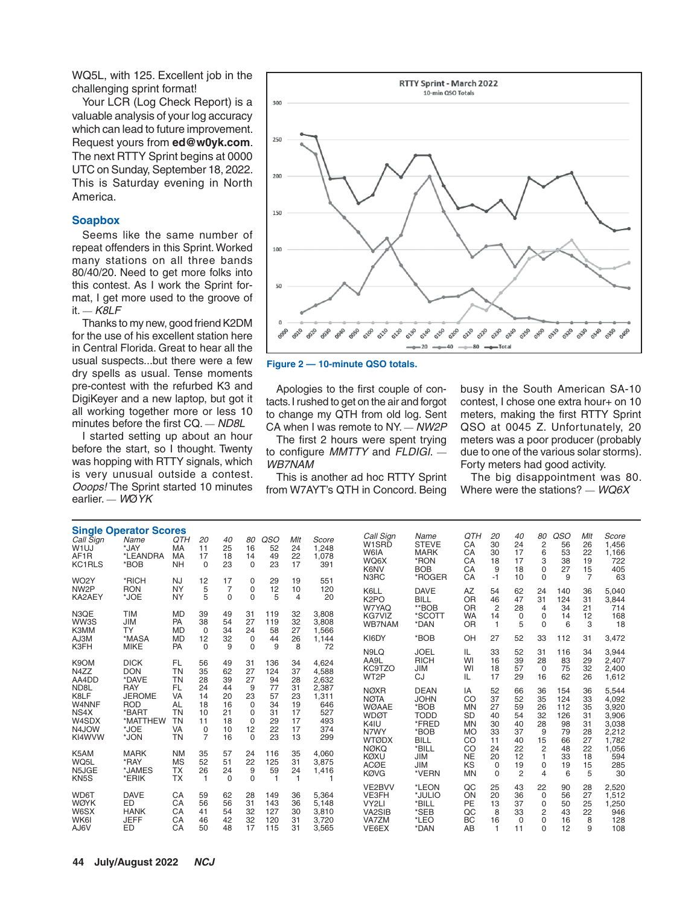WQ5L, with 125. Excellent job in the challenging sprint format!

Your LCR (Log Check Report) is a valuable analysis of your log accuracy which can lead to future improvement. Request yours from **ed@w0yk.com**. The next RTTY Sprint begins at 0000 UTC on Sunday, September 18, 2022. This is Saturday evening in North America.

## Soapbox

Seems like the same number of repeat offenders in this Sprint. Worked many stations on all three bands 80/40/20. Need to get more folks into this contest. As I work the Sprint format, I get more used to the groove of it. — *K8LF*

Thanks to my new, good friend K2DM for the use of his excellent station here in Central Florida. Great to hear all the usual suspects...but there were a few dry spells as usual. Tense moments pre-contest with the refurbed K3 and DigiKeyer and a new laptop, but got it all working together more or less 10 minutes before the first CQ. — *ND8L*

I started setting up about an hour before the start, so I thought. Twenty was hopping with RTTY signals, which is very unusual outside a contest. *Ooops!* The Sprint started 10 minutes earlier. — *WØYK*

RTTY Sprint - March 2022
10-min QSO Totals

300
250
200
150
100
50
0

0000 0010 0020 0030 0040 0050 0100 0110 0120 0130 0140 0150 0200 0210 0220 0230 0240 0250 0300 0310 0320 0330 0340 0350 0400

20 40 80 Total

**Figure 2 — 10-minute QSO totals.**

Apologies to the first couple of contacts. I rushed to get on the air and forgot to change my QTH from old log. Sent CA when I was remote to NY. — *NW2P*

The first 2 hours were spent trying to configure *MMTTY* and *FLDIGI*. — *WB7NAM*

This is another ad hoc RTTY Sprint from W7AYT's QTH in Concord. Being busy in the South American SA-10 contest, I chose one extra hour+ on 10 meters, making the first RTTY Sprint QSO at 0045 Z. Unfortunately, 20 meters was a poor producer (probably due to one of the various solar storms). Forty meters had good activity.

The big disappointment was 80. Where were the stations? — *WQ6X*

### Single Operator Scores

| Call Sign | Name | QTH | 20 | 40 | 80 | QSO | Mlt | Score |
|---|---|---|---|---|---|---|---|---|
| W1UJ | *JAY | MA | 11 | 25 | 16 | 52 | 24 | 1,248 |
| AF1R | *LEANDRA | MA | 17 | 18 | 14 | 49 | 22 | 1,078 |
| KC1RLS | *BOB | NH | 0 | 23 | 0 | 23 | 17 | 391 |
| WO2Y | *RICH | NJ | 12 | 17 | 0 | 29 | 19 | 551 |
| NW2P | RON | NY | 5 | 7 | 0 | 12 | 10 | 120 |
| KA2AEY | *JOE | NY | 5 | 0 | 0 | 5 | 4 | 20 |
| N3QE | TIM | MD | 39 | 49 | 31 | 119 | 32 | 3,808 |
| WW3S | JIM | PA | 38 | 54 | 27 | 119 | 32 | 3,808 |
| K3MM | TY | MD | 0 | 34 | 24 | 58 | 27 | 1,566 |
| AJ3M | *MASA | MD | 12 | 32 | 0 | 44 | 26 | 1,144 |
| K3FH | MIKE | PA | 0 | 9 | 0 | 9 | 8 | 72 |
| K9OM | DICK | FL | 56 | 49 | 31 | 136 | 34 | 4,624 |
| N4ZZ | DON | TN | 35 | 62 | 27 | 124 | 37 | 4,588 |
| AA4DD | *DAVE | TN | 28 | 39 | 27 | 94 | 28 | 2,632 |
| ND8L | RAY | FL | 24 | 44 | 9 | 77 | 31 | 2,387 |
| K8LF | JEROME | VA | 14 | 20 | 23 | 57 | 23 | 1,311 |
| W4NNF | ROD | AL | 18 | 16 | 0 | 34 | 19 | 646 |
| NS4X | *BART | TN | 10 | 21 | 0 | 31 | 17 | 527 |
| W4SDX | *MATTHEW | TN | 11 | 18 | 0 | 29 | 17 | 493 |
| N4JOW | *JOE | VA | 0 | 10 | 12 | 22 | 17 | 374 |
| KI4WVW | *JON | TN | 7 | 16 | 0 | 23 | 13 | 299 |
| K5AM | MARK | NM | 35 | 57 | 24 | 116 | 35 | 4,060 |
| WQ5L | *RAY | MS | 52 | 51 | 22 | 125 | 31 | 3,875 |
| N5JGE | *JAMES | TX | 26 | 24 | 9 | 59 | 24 | 1,416 |
| KN5S | *ERIK | TX | 1 | 0 | 0 | 1 | 1 | 1 |
| WD6T | DAVE | CA | 59 | 62 | 28 | 149 | 36 | 5,364 |
| WØYK | ED | CA | 56 | 56 | 31 | 143 | 36 | 5,148 |
| W6SX | HANK | CA | 41 | 54 | 32 | 127 | 30 | 3,810 |
| WK6I | JEFF | CA | 46 | 42 | 32 | 120 | 31 | 3,720 |
| AJ6V | ED | CA | 50 | 48 | 17 | 115 | 31 | 3,565 |
| W1SRD | STEVE | CA | 30 | 24 | 2 | 56 | 26 | 1,456 |
| W6IA | MARK | CA | 30 | 17 | 6 | 53 | 22 | 1,166 |
| WQ6X | *RON | CA | 18 | 17 | 3 | 38 | 19 | 722 |
| K6NV | BOB | CA | 9 | 18 | 0 | 27 | 15 | 405 |
| N3RC | *ROGER | CA | -1 | 10 | 0 | 9 | 7 | 63 |
| K6LL | DAVE | AZ | 54 | 62 | 24 | 140 | 36 | 5,040 |
| K2PO | BILL | OR | 46 | 47 | 31 | 124 | 31 | 3,844 |
| W7YAQ | **BOB | OR | 2 | 28 | 4 | 34 | 21 | 714 |
| KG7VIZ | *SCOTT | WA | 14 | 0 | 0 | 14 | 12 | 168 |
| WB7NAM | *DAN | OR | 1 | 5 | 0 | 6 | 3 | 18 |
| KI6DY | *BOB | OH | 27 | 52 | 33 | 112 | 31 | 3,472 |
| N9LQ | JOEL | IL | 33 | 52 | 31 | 116 | 34 | 3,944 |
| AA9L | RICH | WI | 16 | 39 | 28 | 83 | 29 | 2,407 |
| KC9TZO | JIM | WI | 18 | 57 | 0 | 75 | 32 | 2,400 |
| WT2P | CJ | IL | 17 | 29 | 16 | 62 | 26 | 1,612 |
| NØXR | DEAN | IA | 52 | 66 | 36 | 154 | 36 | 5,544 |
| NØTA | JOHN | CO | 37 | 52 | 35 | 124 | 33 | 4,092 |
| WØAAE | *BOB | MN | 27 | 59 | 26 | 112 | 35 | 3,920 |
| WDØT | TODD | SD | 40 | 54 | 32 | 126 | 31 | 3,906 |
| K4IU | *FRED | MN | 30 | 40 | 28 | 98 | 31 | 3,038 |
| N7WY | *BOB | MO | 33 | 37 | 9 | 79 | 28 | 2,212 |
| WTØDX | BILL | CO | 11 | 40 | 15 | 66 | 27 | 1,782 |
| NØKQ | *BILL | CO | 24 | 22 | 2 | 48 | 22 | 1,056 |
| KØXU | JIM | NE | 20 | 12 | 1 | 33 | 18 | 594 |
| ACØE | JIM | KS | 0 | 19 | 0 | 19 | 15 | 285 |
| KØVG | *VERN | MN | 0 | 2 | 4 | 6 | 5 | 30 |
| VE2BVV | *LEON | QC | 25 | 43 | 22 | 90 | 28 | 2,520 |
| VE3FH | *JULIO | ON | 20 | 36 | 0 | 56 | 27 | 1,512 |
| VY2LI | *BILL | PE | 13 | 37 | 0 | 50 | 25 | 1,250 |
| VA2SIB | *SEB | QC | 8 | 33 | 2 | 43 | 22 | 946 |
| VA7ZM | *LEO | BC | 16 | 0 | 0 | 16 | 8 | 128 |
| VE6EX | *DAN | AB | 1 | 11 | 0 | 12 | 9 | 108 |